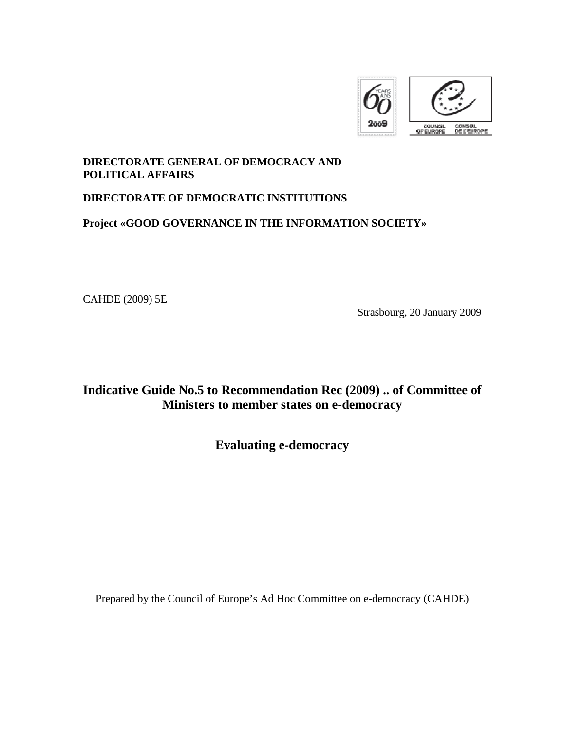**DIRECTORATE GENERAL OF DEMOCRACY AND POLITICAL AFFAIRS**

**DIRECTORATE OF DEMOCRATIC INSTITUTIONS**

**Project «GOOD GOVERNANCE IN THE INFORMATION SOCIETY»**

CAHDE (2009) 5E

Strasbourg, 20 January 2009

# Indicative Guide No.5 to Recommendation Rec (2009) .. of Committee of Ministers to member states on e-democracy

## Evaluating e-democracy

Prepared by the Council of Europe's Ad Hoc Committee on e-democracy (CAHDE)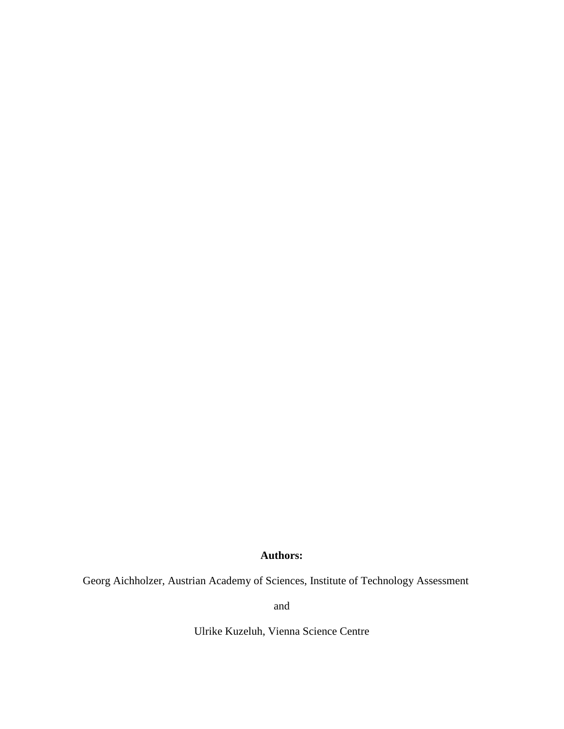**Authors:**

Georg Aichholzer, Austrian Academy of Sciences, Institute of Technology Assessment

and

Ulrike Kuzeluh, Vienna Science Centre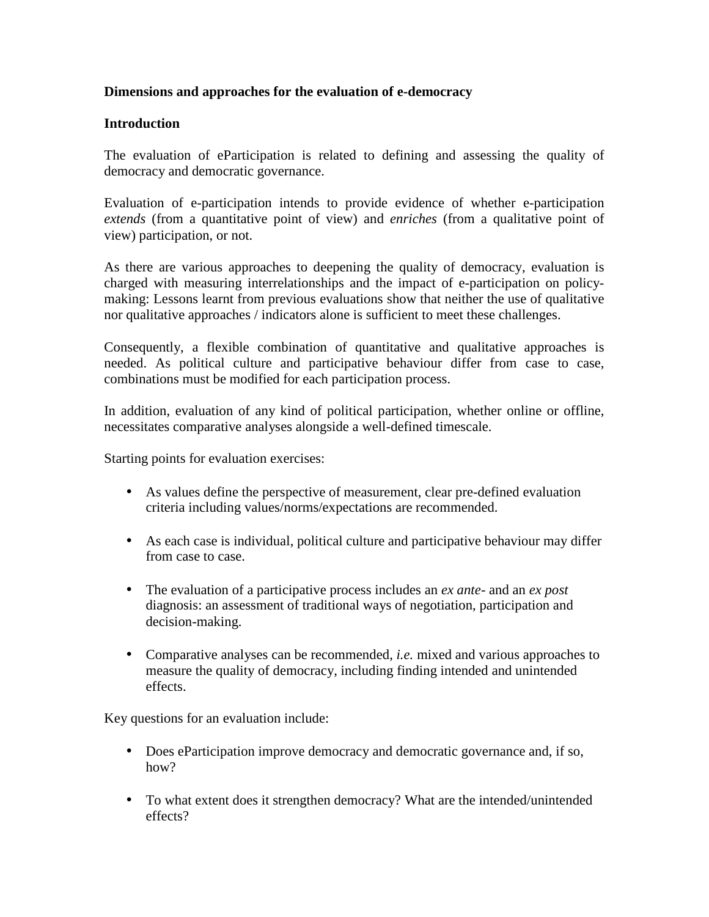**Dimensions and approaches for the evaluation of e-democracy**

**Introduction**

The evaluation of eParticipation is related to defining and assessing the quality of democracy and democratic governance.

Evaluation of e-participation intends to provide evidence of whether e-participation *extends* (from a quantitative point of view) and *enriches* (from a qualitative point of view) participation, or not.

As there are various approaches to deepening the quality of democracy, evaluation is charged with measuring interrelationships and the impact of e-participation on policy-making: Lessons learnt from previous evaluations show that neither the use of qualitative nor qualitative approaches / indicators alone is sufficient to meet these challenges.

Consequently, a flexible combination of quantitative and qualitative approaches is needed. As political culture and participative behaviour differ from case to case, combinations must be modified for each participation process.

In addition, evaluation of any kind of political participation, whether online or offline, necessitates comparative analyses alongside a well-defined timescale.

Starting points for evaluation exercises:

- As values define the perspective of measurement, clear pre-defined evaluation criteria including values/norms/expectations are recommended.
- As each case is individual, political culture and participative behaviour may differ from case to case.
- The evaluation of a participative process includes an *ex ante*- and an *ex post* diagnosis: an assessment of traditional ways of negotiation, participation and decision-making.
- Comparative analyses can be recommended, *i.e.* mixed and various approaches to measure the quality of democracy, including finding intended and unintended effects.

Key questions for an evaluation include:

- Does eParticipation improve democracy and democratic governance and, if so, how?
- To what extent does it strengthen democracy? What are the intended/unintended effects?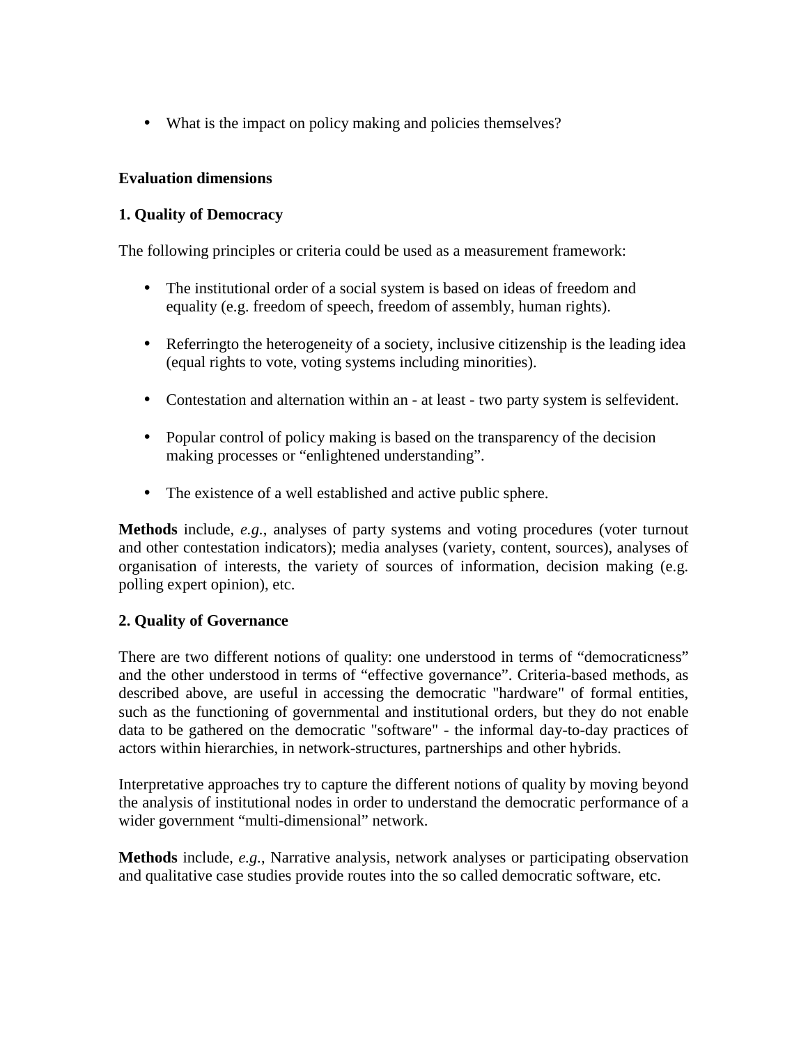- What is the impact on policy making and policies themselves?

**Evaluation dimensions**

**1. Quality of Democracy**

The following principles or criteria could be used as a measurement framework:

- The institutional order of a social system is based on ideas of freedom and equality (e.g. freedom of speech, freedom of assembly, human rights).
- Referringto the heterogeneity of a society, inclusive citizenship is the leading idea (equal rights to vote, voting systems including minorities).
- Contestation and alternation within an - at least - two party system is selfevident.
- Popular control of policy making is based on the transparency of the decision making processes or "enlightened understanding".
- The existence of a well established and active public sphere.

**Methods** include, *e.g.*, analyses of party systems and voting procedures (voter turnout and other contestation indicators); media analyses (variety, content, sources), analyses of organisation of interests, the variety of sources of information, decision making (e.g. polling expert opinion), etc.

**2. Quality of Governance**

There are two different notions of quality: one understood in terms of "democraticness" and the other understood in terms of "effective governance". Criteria-based methods, as described above, are useful in accessing the democratic "hardware" of formal entities, such as the functioning of governmental and institutional orders, but they do not enable data to be gathered on the democratic "software" - the informal day-to-day practices of actors within hierarchies, in network-structures, partnerships and other hybrids.

Interpretative approaches try to capture the different notions of quality by moving beyond the analysis of institutional nodes in order to understand the democratic performance of a wider government "multi-dimensional" network.

**Methods** include, *e.g.*, Narrative analysis, network analyses or participating observation and qualitative case studies provide routes into the so called democratic software, etc.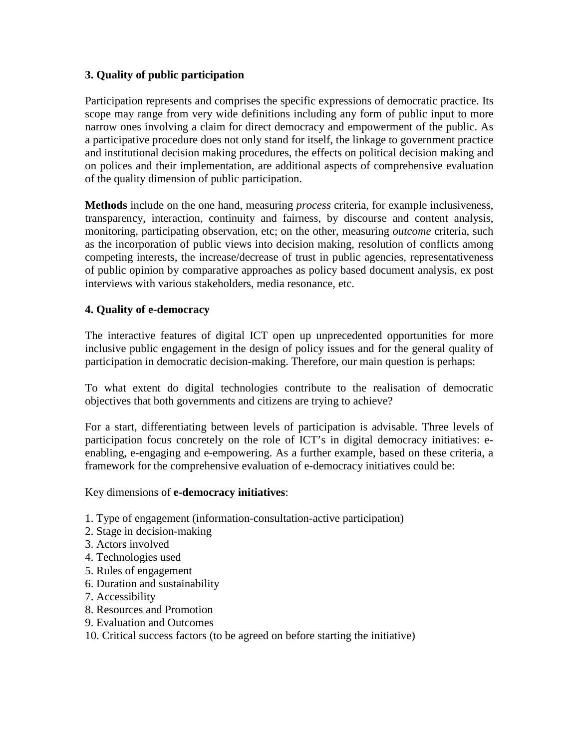## 3. Quality of public participation

Participation represents and comprises the specific expressions of democratic practice. Its scope may range from very wide definitions including any form of public input to more narrow ones involving a claim for direct democracy and empowerment of the public. As a participative procedure does not only stand for itself, the linkage to government practice and institutional decision making procedures, the effects on political decision making and on polices and their implementation, are additional aspects of comprehensive evaluation of the quality dimension of public participation.

**Methods** include on the one hand, measuring *process* criteria, for example inclusiveness, transparency, interaction, continuity and fairness, by discourse and content analysis, monitoring, participating observation, etc; on the other, measuring *outcome* criteria, such as the incorporation of public views into decision making, resolution of conflicts among competing interests, the increase/decrease of trust in public agencies, representativeness of public opinion by comparative approaches as policy based document analysis, ex post interviews with various stakeholders, media resonance, etc.

## 4. Quality of e-democracy

The interactive features of digital ICT open up unprecedented opportunities for more inclusive public engagement in the design of policy issues and for the general quality of participation in democratic decision-making. Therefore, our main question is perhaps:

To what extent do digital technologies contribute to the realisation of democratic objectives that both governments and citizens are trying to achieve?

For a start, differentiating between levels of participation is advisable. Three levels of participation focus concretely on the role of ICT's in digital democracy initiatives: e-enabling, e-engaging and e-empowering. As a further example, based on these criteria, a framework for the comprehensive evaluation of e-democracy initiatives could be:

Key dimensions of **e-democracy initiatives**:

1. Type of engagement (information-consultation-active participation)
2. Stage in decision-making
3. Actors involved
4. Technologies used
5. Rules of engagement
6. Duration and sustainability
7. Accessibility
8. Resources and Promotion
9. Evaluation and Outcomes
10. Critical success factors (to be agreed on before starting the initiative)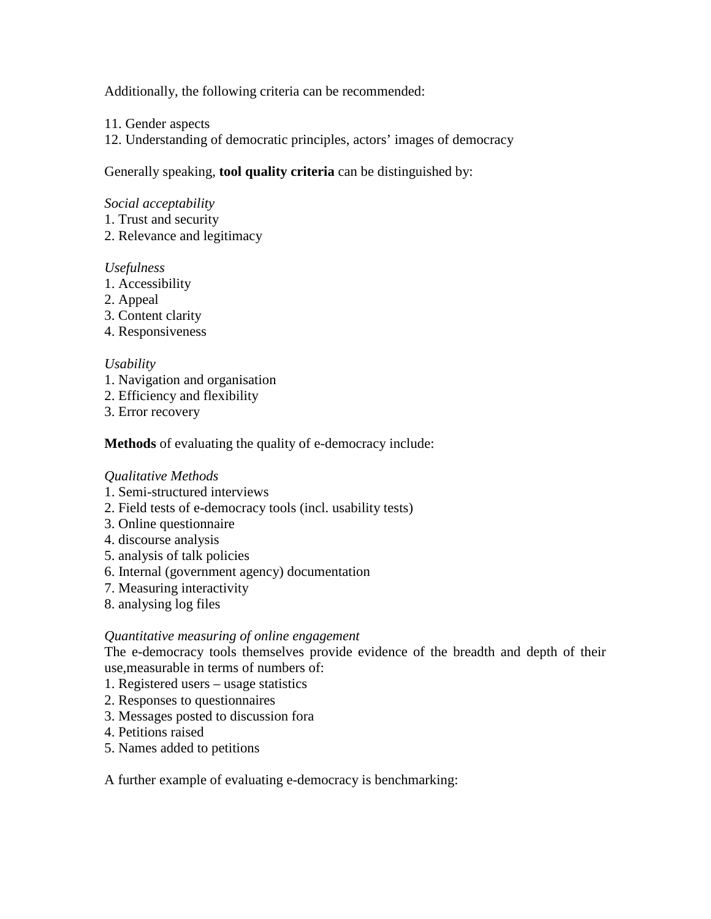Additionally, the following criteria can be recommended:

11. Gender aspects
12. Understanding of democratic principles, actors' images of democracy

Generally speaking, **tool quality criteria** can be distinguished by:

*Social acceptability*

1. Trust and security
2. Relevance and legitimacy

*Usefulness*

1. Accessibility
2. Appeal
3. Content clarity
4. Responsiveness

*Usability*

1. Navigation and organisation
2. Efficiency and flexibility
3. Error recovery

**Methods** of evaluating the quality of e-democracy include:

*Qualitative Methods*

1. Semi-structured interviews
2. Field tests of e-democracy tools (incl. usability tests)
3. Online questionnaire
4. discourse analysis
5. analysis of talk policies
6. Internal (government agency) documentation
7. Measuring interactivity
8. analysing log files

*Quantitative measuring of online engagement*

The e-democracy tools themselves provide evidence of the breadth and depth of their use,measurable in terms of numbers of:

1. Registered users – usage statistics
2. Responses to questionnaires
3. Messages posted to discussion fora
4. Petitions raised
5. Names added to petitions

A further example of evaluating e-democracy is benchmarking: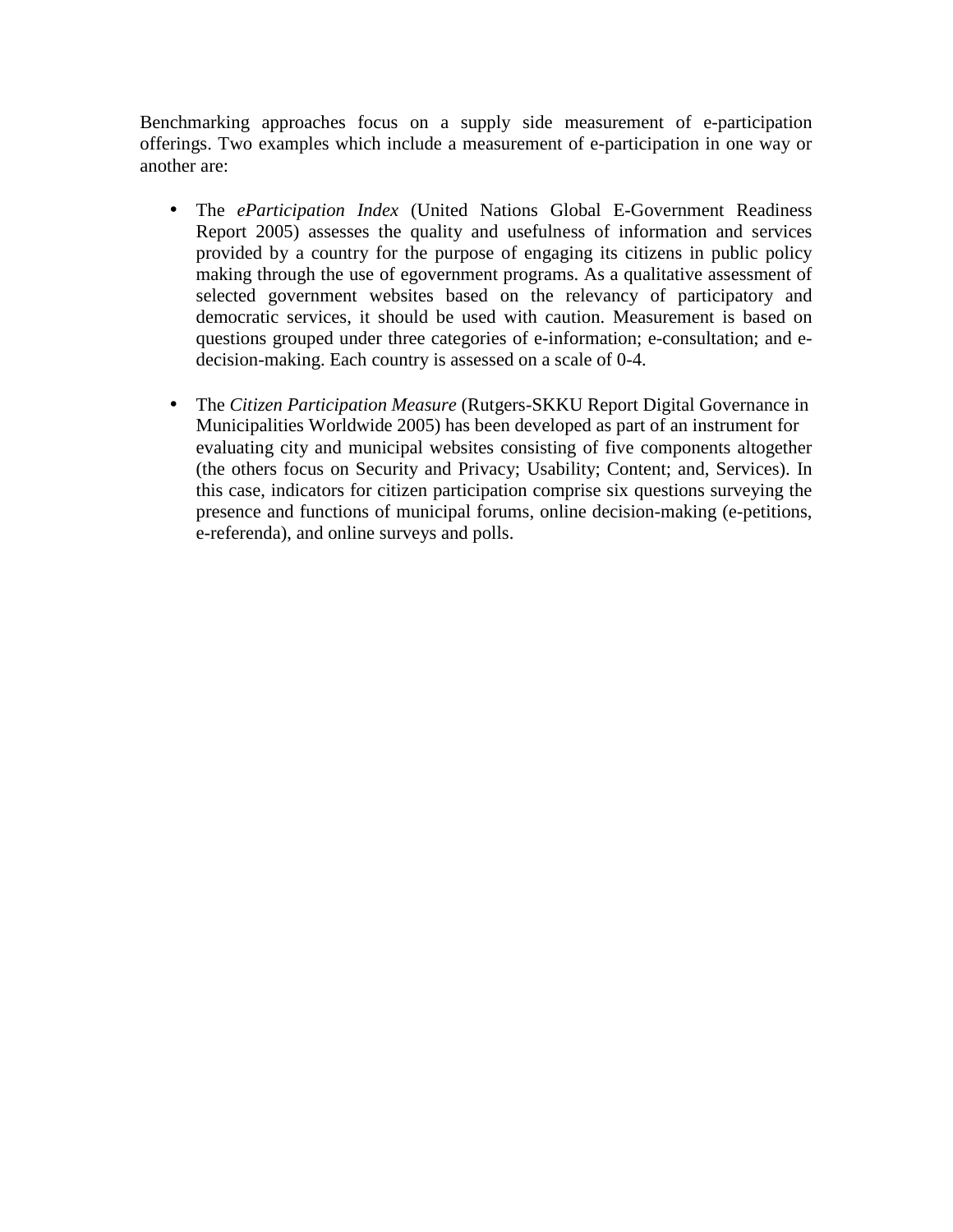Benchmarking approaches focus on a supply side measurement of e-participation offerings. Two examples which include a measurement of e-participation in one way or another are:

- The *eParticipation Index* (United Nations Global E-Government Readiness Report 2005) assesses the quality and usefulness of information and services provided by a country for the purpose of engaging its citizens in public policy making through the use of egovernment programs. As a qualitative assessment of selected government websites based on the relevancy of participatory and democratic services, it should be used with caution. Measurement is based on questions grouped under three categories of e-information; e-consultation; and e-decision-making. Each country is assessed on a scale of 0-4.

- The *Citizen Participation Measure* (Rutgers-SKKU Report Digital Governance in Municipalities Worldwide 2005) has been developed as part of an instrument for evaluating city and municipal websites consisting of five components altogether (the others focus on Security and Privacy; Usability; Content; and, Services). In this case, indicators for citizen participation comprise six questions surveying the presence and functions of municipal forums, online decision-making (e-petitions, e-referenda), and online surveys and polls.